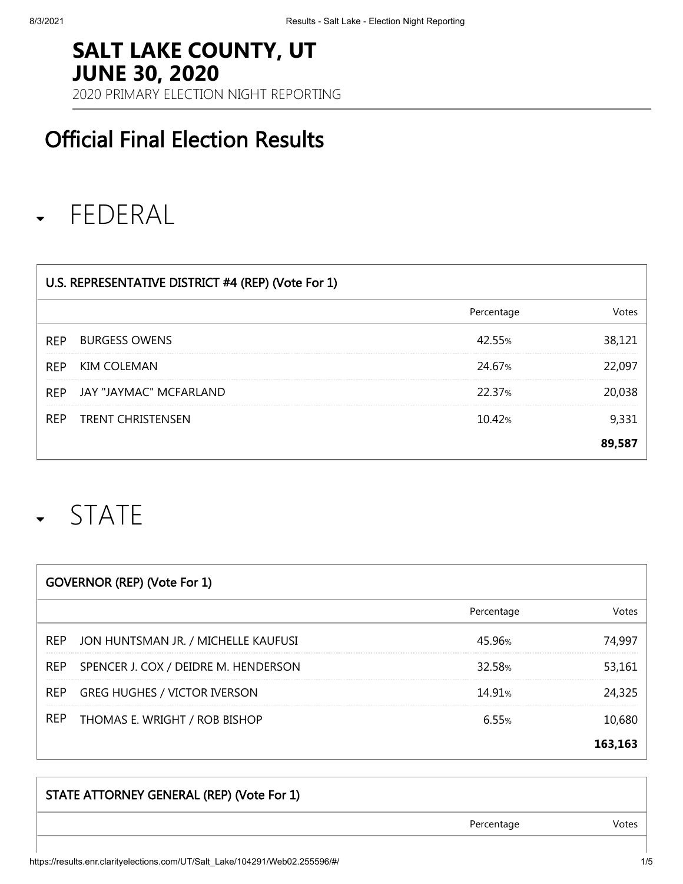# SALT LAKE COUNTY, UT
# JUNE 30, 2020

2020 PRIMARY ELECTION NIGHT REPORTING

## Official Final Election Results

## FEDERAL

| U.S. REPRESENTATIVE DISTRICT #4 (REP) (Vote For 1) | | | |
|---|---|---|---|
| | | Percentage | Votes |
| REP | BURGESS OWENS | 42.55% | 38,121 |
| REP | KIM COLEMAN | 24.67% | 22,097 |
| REP | JAY "JAYMAC" MCFARLAND | 22.37% | 20,038 |
| REP | TRENT CHRISTENSEN | 10.42% | 9,331 |
| | | | **89,587** |

## STATE

| GOVERNOR (REP) (Vote For 1) | | | |
|---|---|---|---|
| | | Percentage | Votes |
| REP | JON HUNTSMAN JR. / MICHELLE KAUFUSI | 45.96% | 74,997 |
| REP | SPENCER J. COX / DEIDRE M. HENDERSON | 32.58% | 53,161 |
| REP | GREG HUGHES / VICTOR IVERSON | 14.91% | 24,325 |
| REP | THOMAS E. WRIGHT / ROB BISHOP | 6.55% | 10,680 |
| | | | **163,163** |

| STATE ATTORNEY GENERAL (REP) (Vote For 1) | | | |
|---|---|---|---|
| | | Percentage | Votes |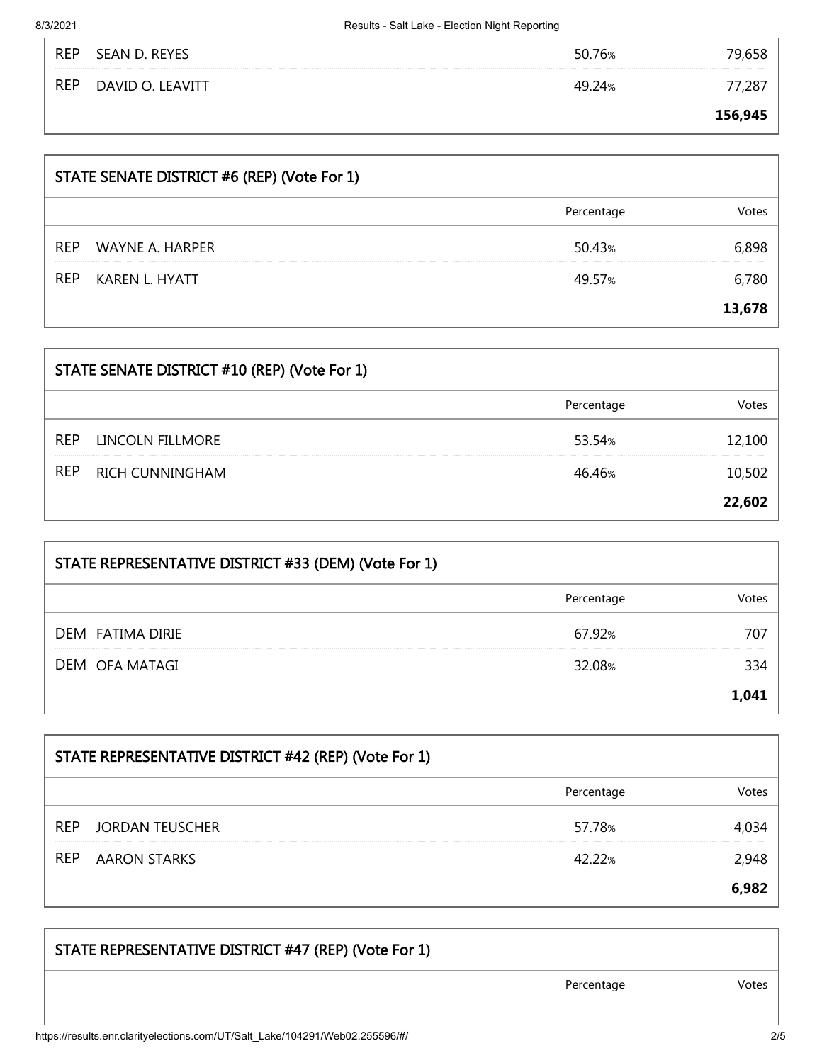| | | Percentage | Votes |
|---|---|---|---|
| REP | SEAN D. REYES | 50.76% | 79,658 |
| REP | DAVID O. LEAVITT | 49.24% | 77,287 |
| | | | **156,945** |

## STATE SENATE DISTRICT #6 (REP) (Vote For 1)

| | | Percentage | Votes |
|---|---|---|---|
| REP | WAYNE A. HARPER | 50.43% | 6,898 |
| REP | KAREN L. HYATT | 49.57% | 6,780 |
| | | | **13,678** |

## STATE SENATE DISTRICT #10 (REP) (Vote For 1)

| | | Percentage | Votes |
|---|---|---|---|
| REP | LINCOLN FILLMORE | 53.54% | 12,100 |
| REP | RICH CUNNINGHAM | 46.46% | 10,502 |
| | | | **22,602** |

## STATE REPRESENTATIVE DISTRICT #33 (DEM) (Vote For 1)

| | | Percentage | Votes |
|---|---|---|---|
| DEM | FATIMA DIRIE | 67.92% | 707 |
| DEM | OFA MATAGI | 32.08% | 334 |
| | | | **1,041** |

## STATE REPRESENTATIVE DISTRICT #42 (REP) (Vote For 1)

| | | Percentage | Votes |
|---|---|---|---|
| REP | JORDAN TEUSCHER | 57.78% | 4,034 |
| REP | AARON STARKS | 42.22% | 2,948 |
| | | | **6,982** |

## STATE REPRESENTATIVE DISTRICT #47 (REP) (Vote For 1)

| | | Percentage | Votes |
|---|---|---|---|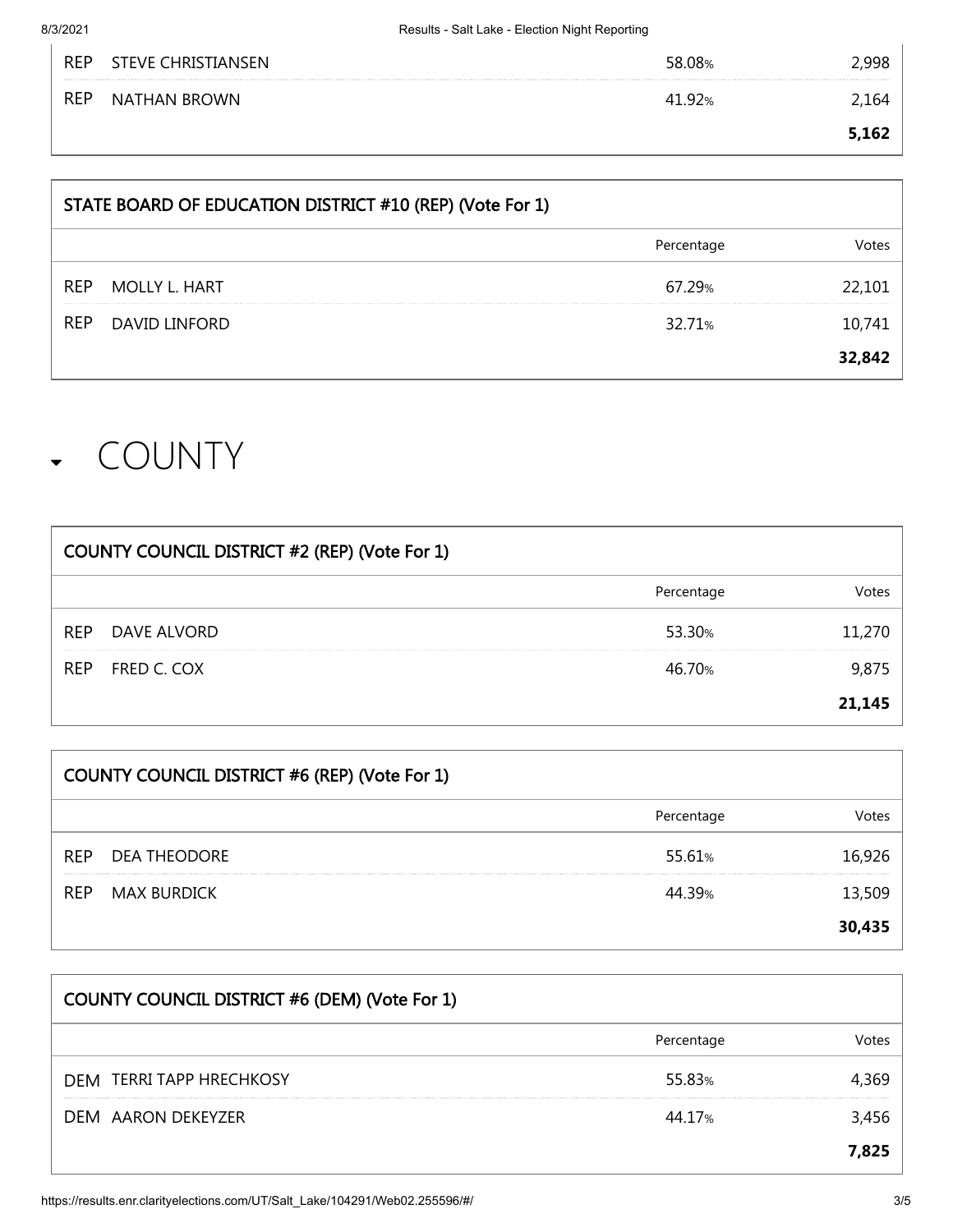| | | | |
|---|---|---|---|
| REP | STEVE CHRISTIANSEN | 58.08% | 2,998 |
| REP | NATHAN BROWN | 41.92% | 2,164 |
| | | | **5,162** |

| STATE BOARD OF EDUCATION DISTRICT #10 (REP) (Vote For 1) | | | |
|---|---|---|---|
| | | Percentage | Votes |
| REP | MOLLY L. HART | 67.29% | 22,101 |
| REP | DAVID LINFORD | 32.71% | 10,741 |
| | | | **32,842** |

# COUNTY

| COUNTY COUNCIL DISTRICT #2 (REP) (Vote For 1) | | | |
|---|---|---|---|
| | | Percentage | Votes |
| REP | DAVE ALVORD | 53.30% | 11,270 |
| REP | FRED C. COX | 46.70% | 9,875 |
| | | | **21,145** |

| COUNTY COUNCIL DISTRICT #6 (REP) (Vote For 1) | | | |
|---|---|---|---|
| | | Percentage | Votes |
| REP | DEA THEODORE | 55.61% | 16,926 |
| REP | MAX BURDICK | 44.39% | 13,509 |
| | | | **30,435** |

| COUNTY COUNCIL DISTRICT #6 (DEM) (Vote For 1) | | | |
|---|---|---|---|
| | | Percentage | Votes |
| DEM | TERRI TAPP HRECHKOSY | 55.83% | 4,369 |
| DEM | AARON DEKEYZER | 44.17% | 3,456 |
| | | | **7,825** |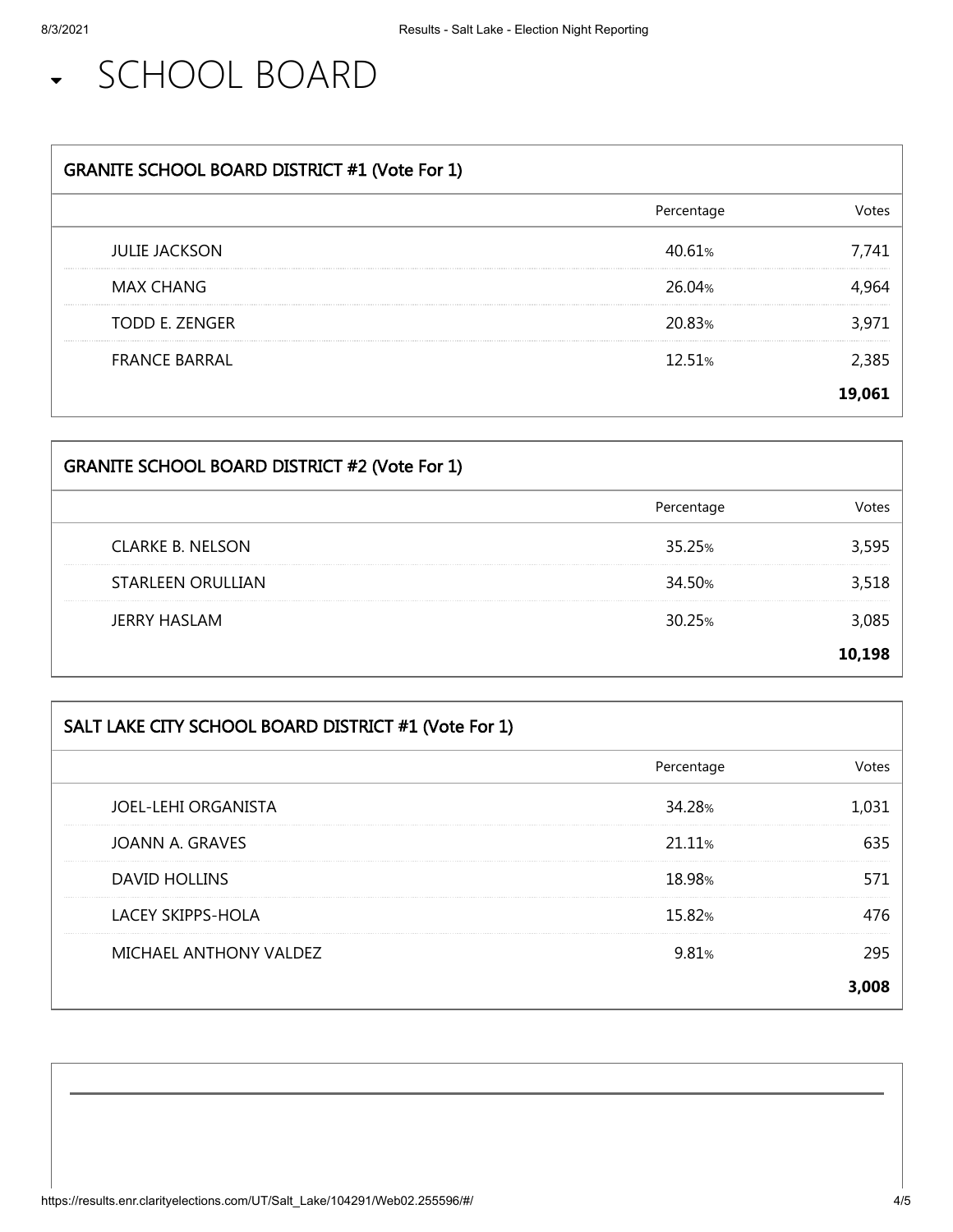# SCHOOL BOARD

## GRANITE SCHOOL BOARD DISTRICT #1 (Vote For 1)

| | Percentage | Votes |
|---|---|---|
| JULIE JACKSON | 40.61% | 7,741 |
| MAX CHANG | 26.04% | 4,964 |
| TODD E. ZENGER | 20.83% | 3,971 |
| FRANCE BARRAL | 12.51% | 2,385 |
| | | **19,061** |

## GRANITE SCHOOL BOARD DISTRICT #2 (Vote For 1)

| | Percentage | Votes |
|---|---|---|
| CLARKE B. NELSON | 35.25% | 3,595 |
| STARLEEN ORULLIAN | 34.50% | 3,518 |
| JERRY HASLAM | 30.25% | 3,085 |
| | | **10,198** |

## SALT LAKE CITY SCHOOL BOARD DISTRICT #1 (Vote For 1)

| | Percentage | Votes |
|---|---|---|
| JOEL-LEHI ORGANISTA | 34.28% | 1,031 |
| JOANN A. GRAVES | 21.11% | 635 |
| DAVID HOLLINS | 18.98% | 571 |
| LACEY SKIPPS-HOLA | 15.82% | 476 |
| MICHAEL ANTHONY VALDEZ | 9.81% | 295 |
| | | **3,008** |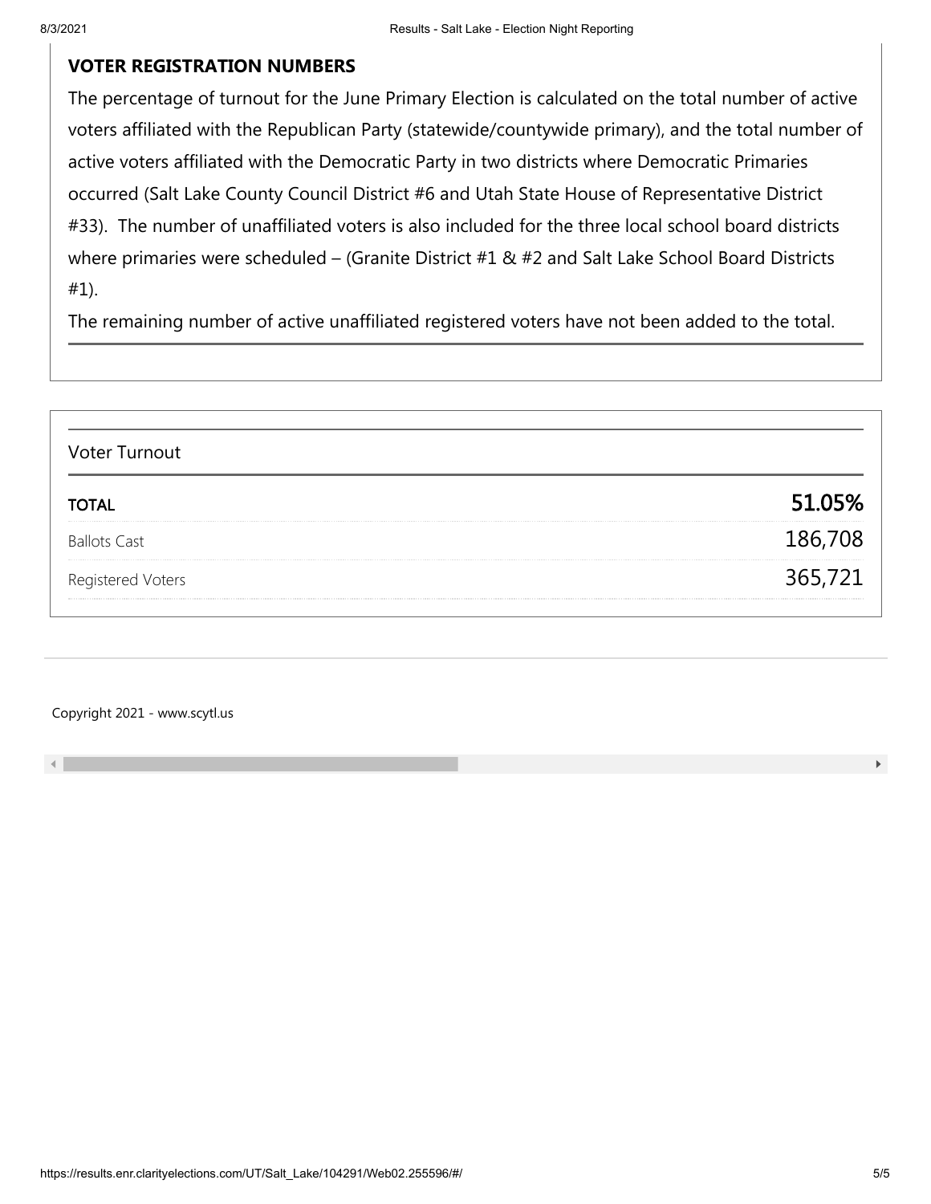**VOTER REGISTRATION NUMBERS**

The percentage of turnout for the June Primary Election is calculated on the total number of active voters affiliated with the Republican Party (statewide/countywide primary), and the total number of active voters affiliated with the Democratic Party in two districts where Democratic Primaries occurred (Salt Lake County Council District #6 and Utah State House of Representative District #33). The number of unaffiliated voters is also included for the three local school board districts where primaries were scheduled – (Granite District #1 & #2 and Salt Lake School Board Districts #1).

The remaining number of active unaffiliated registered voters have not been added to the total.

Voter Turnout

| | |
|---|---|
| **TOTAL** | **51.05%** |
| Ballots Cast | 186,708 |
| Registered Voters | 365,721 |

Copyright 2021 - www.scytl.us